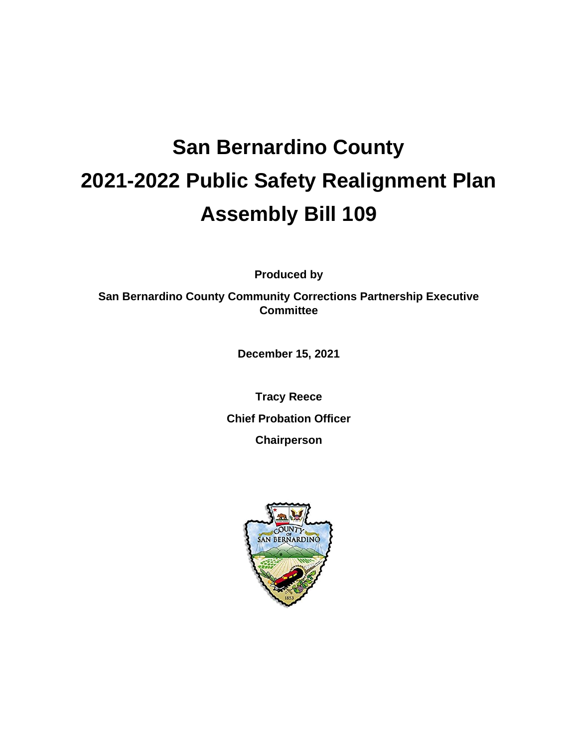# San Bernardino County
# 2021-2022 Public Safety Realignment Plan
# Assembly Bill 109

**Produced by**

**San Bernardino County Community Corrections Partnership Executive Committee**

**December 15, 2021**

**Tracy Reece**

**Chief Probation Officer**

**Chairperson**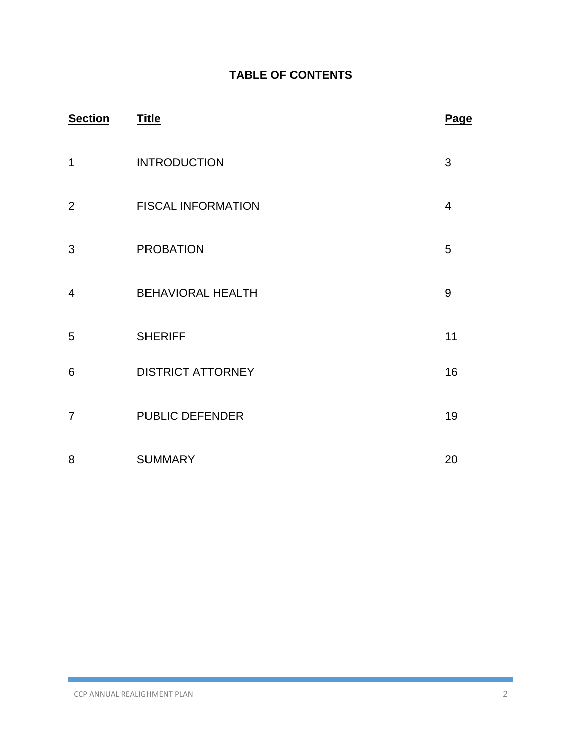# TABLE OF CONTENTS

| Section | Title | Page |
|---|---|---|
| 1 | INTRODUCTION | 3 |
| 2 | FISCAL INFORMATION | 4 |
| 3 | PROBATION | 5 |
| 4 | BEHAVIORAL HEALTH | 9 |
| 5 | SHERIFF | 11 |
| 6 | DISTRICT ATTORNEY | 16 |
| 7 | PUBLIC DEFENDER | 19 |
| 8 | SUMMARY | 20 |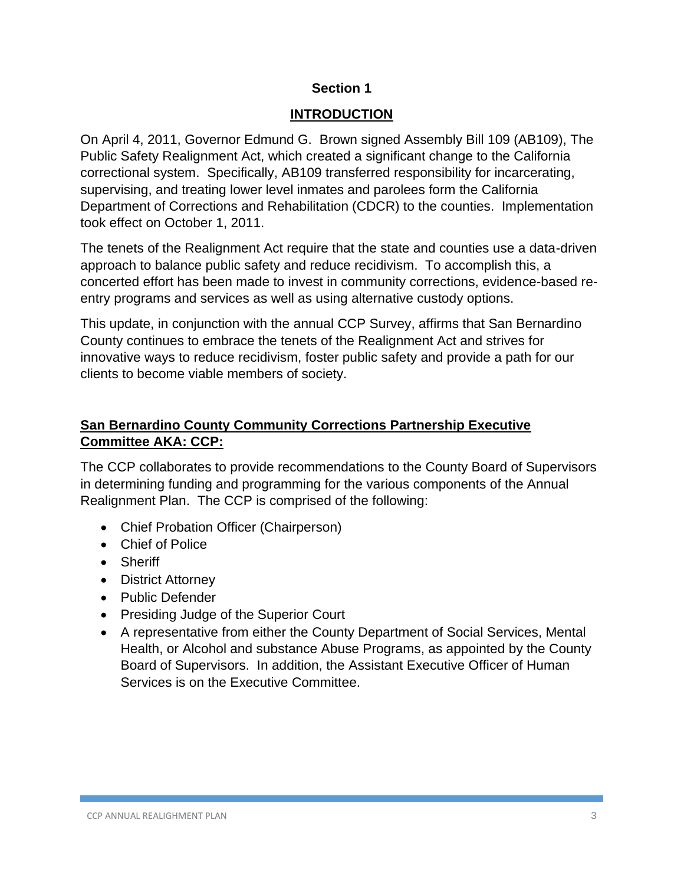## Section 1

## INTRODUCTION

On April 4, 2011, Governor Edmund G. Brown signed Assembly Bill 109 (AB109), The Public Safety Realignment Act, which created a significant change to the California correctional system. Specifically, AB109 transferred responsibility for incarcerating, supervising, and treating lower level inmates and parolees form the California Department of Corrections and Rehabilitation (CDCR) to the counties. Implementation took effect on October 1, 2011.

The tenets of the Realignment Act require that the state and counties use a data-driven approach to balance public safety and reduce recidivism. To accomplish this, a concerted effort has been made to invest in community corrections, evidence-based re-entry programs and services as well as using alternative custody options.

This update, in conjunction with the annual CCP Survey, affirms that San Bernardino County continues to embrace the tenets of the Realignment Act and strives for innovative ways to reduce recidivism, foster public safety and provide a path for our clients to become viable members of society.

### San Bernardino County Community Corrections Partnership Executive Committee AKA: CCP:

The CCP collaborates to provide recommendations to the County Board of Supervisors in determining funding and programming for the various components of the Annual Realignment Plan. The CCP is comprised of the following:

- Chief Probation Officer (Chairperson)
- Chief of Police
- Sheriff
- District Attorney
- Public Defender
- Presiding Judge of the Superior Court
- A representative from either the County Department of Social Services, Mental Health, or Alcohol and substance Abuse Programs, as appointed by the County Board of Supervisors. In addition, the Assistant Executive Officer of Human Services is on the Executive Committee.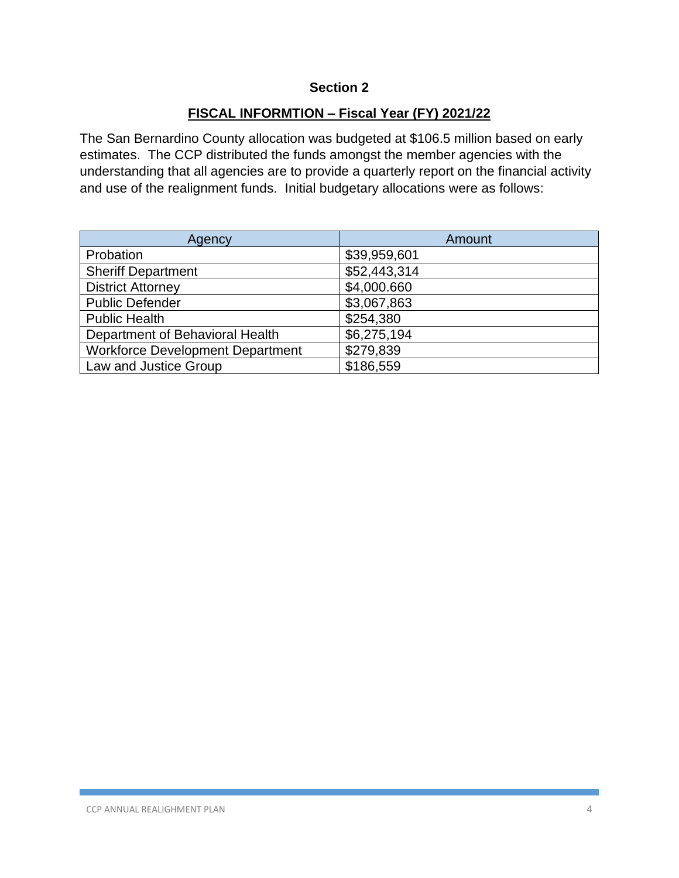## Section 2

## FISCAL INFORMTION – Fiscal Year (FY) 2021/22

The San Bernardino County allocation was budgeted at $106.5 million based on early estimates. The CCP distributed the funds amongst the member agencies with the understanding that all agencies are to provide a quarterly report on the financial activity and use of the realignment funds. Initial budgetary allocations were as follows:

| Agency | Amount |
|---|---|
| Probation | $39,959,601 |
| Sheriff Department | $52,443,314 |
| District Attorney | $4,000.660 |
| Public Defender | $3,067,863 |
| Public Health | $254,380 |
| Department of Behavioral Health | $6,275,194 |
| Workforce Development Department | $279,839 |
| Law and Justice Group | $186,559 |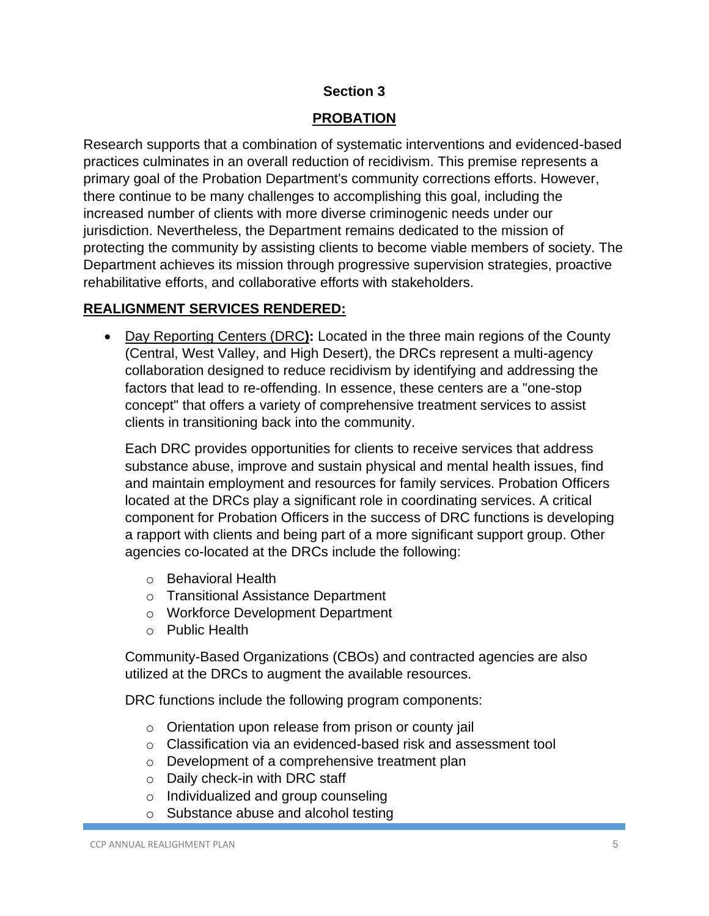## Section 3

## PROBATION

Research supports that a combination of systematic interventions and evidenced-based practices culminates in an overall reduction of recidivism. This premise represents a primary goal of the Probation Department's community corrections efforts. However, there continue to be many challenges to accomplishing this goal, including the increased number of clients with more diverse criminogenic needs under our jurisdiction. Nevertheless, the Department remains dedicated to the mission of protecting the community by assisting clients to become viable members of society. The Department achieves its mission through progressive supervision strategies, proactive rehabilitative efforts, and collaborative efforts with stakeholders.

### REALIGNMENT SERVICES RENDERED:

- Day Reporting Centers (DRC**):** Located in the three main regions of the County (Central, West Valley, and High Desert), the DRCs represent a multi-agency collaboration designed to reduce recidivism by identifying and addressing the factors that lead to re-offending. In essence, these centers are a "one-stop concept" that offers a variety of comprehensive treatment services to assist clients in transitioning back into the community.

  Each DRC provides opportunities for clients to receive services that address substance abuse, improve and sustain physical and mental health issues, find and maintain employment and resources for family services. Probation Officers located at the DRCs play a significant role in coordinating services. A critical component for Probation Officers in the success of DRC functions is developing a rapport with clients and being part of a more significant support group. Other agencies co-located at the DRCs include the following:

  - Behavioral Health
  - Transitional Assistance Department
  - Workforce Development Department
  - Public Health

  Community-Based Organizations (CBOs) and contracted agencies are also utilized at the DRCs to augment the available resources.

  DRC functions include the following program components:

  - Orientation upon release from prison or county jail
  - Classification via an evidenced-based risk and assessment tool
  - Development of a comprehensive treatment plan
  - Daily check-in with DRC staff
  - Individualized and group counseling
  - Substance abuse and alcohol testing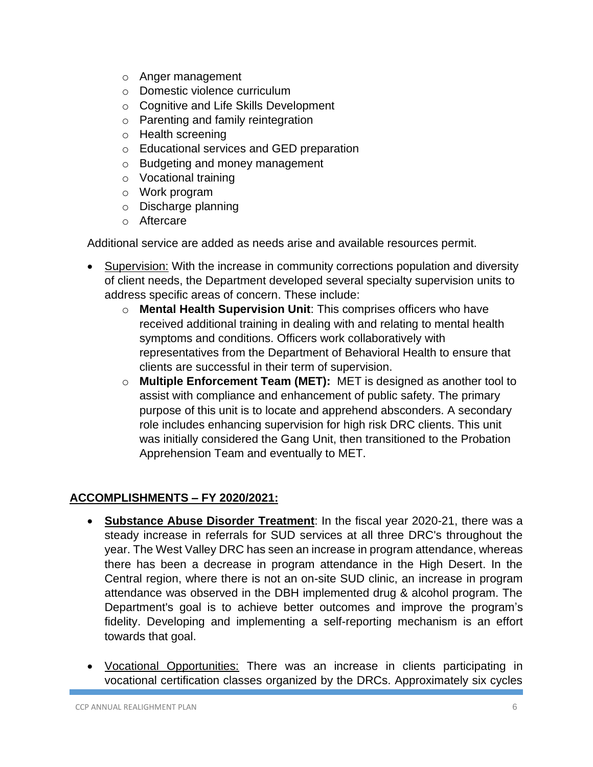- Anger management
  - Domestic violence curriculum
  - Cognitive and Life Skills Development
  - Parenting and family reintegration
  - Health screening
  - Educational services and GED preparation
  - Budgeting and money management
  - Vocational training
  - Work program
  - Discharge planning
  - Aftercare

Additional service are added as needs arise and available resources permit.

- Supervision: With the increase in community corrections population and diversity of client needs, the Department developed several specialty supervision units to address specific areas of concern. These include:
  - **Mental Health Supervision Unit**: This comprises officers who have received additional training in dealing with and relating to mental health symptoms and conditions. Officers work collaboratively with representatives from the Department of Behavioral Health to ensure that clients are successful in their term of supervision.
  - **Multiple Enforcement Team (MET):** MET is designed as another tool to assist with compliance and enhancement of public safety. The primary purpose of this unit is to locate and apprehend absconders. A secondary role includes enhancing supervision for high risk DRC clients. This unit was initially considered the Gang Unit, then transitioned to the Probation Apprehension Team and eventually to MET.

## ACCOMPLISHMENTS – FY 2020/2021:

- **Substance Abuse Disorder Treatment**: In the fiscal year 2020-21, there was a steady increase in referrals for SUD services at all three DRC's throughout the year. The West Valley DRC has seen an increase in program attendance, whereas there has been a decrease in program attendance in the High Desert. In the Central region, where there is not an on-site SUD clinic, an increase in program attendance was observed in the DBH implemented drug & alcohol program. The Department's goal is to achieve better outcomes and improve the program's fidelity. Developing and implementing a self-reporting mechanism is an effort towards that goal.

- Vocational Opportunities: There was an increase in clients participating in vocational certification classes organized by the DRCs. Approximately six cycles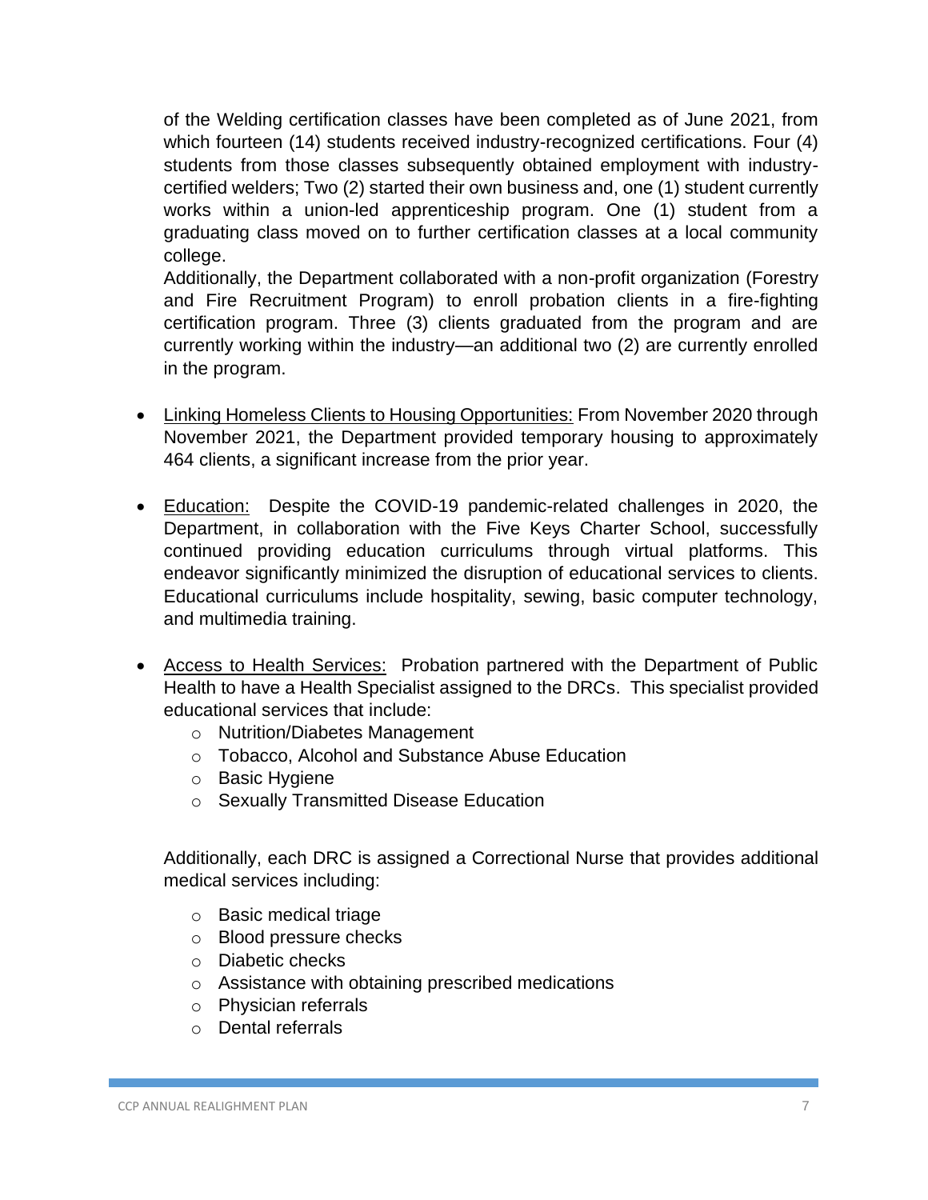of the Welding certification classes have been completed as of June 2021, from which fourteen (14) students received industry-recognized certifications. Four (4) students from those classes subsequently obtained employment with industry-certified welders; Two (2) started their own business and, one (1) student currently works within a union-led apprenticeship program. One (1) student from a graduating class moved on to further certification classes at a local community college.

Additionally, the Department collaborated with a non-profit organization (Forestry and Fire Recruitment Program) to enroll probation clients in a fire-fighting certification program. Three (3) clients graduated from the program and are currently working within the industry—an additional two (2) are currently enrolled in the program.

- Linking Homeless Clients to Housing Opportunities: From November 2020 through November 2021, the Department provided temporary housing to approximately 464 clients, a significant increase from the prior year.

- Education: Despite the COVID-19 pandemic-related challenges in 2020, the Department, in collaboration with the Five Keys Charter School, successfully continued providing education curriculums through virtual platforms. This endeavor significantly minimized the disruption of educational services to clients. Educational curriculums include hospitality, sewing, basic computer technology, and multimedia training.

- Access to Health Services: Probation partnered with the Department of Public Health to have a Health Specialist assigned to the DRCs. This specialist provided educational services that include:
  - Nutrition/Diabetes Management
  - Tobacco, Alcohol and Substance Abuse Education
  - Basic Hygiene
  - Sexually Transmitted Disease Education

  Additionally, each DRC is assigned a Correctional Nurse that provides additional medical services including:

  - Basic medical triage
  - Blood pressure checks
  - Diabetic checks
  - Assistance with obtaining prescribed medications
  - Physician referrals
  - Dental referrals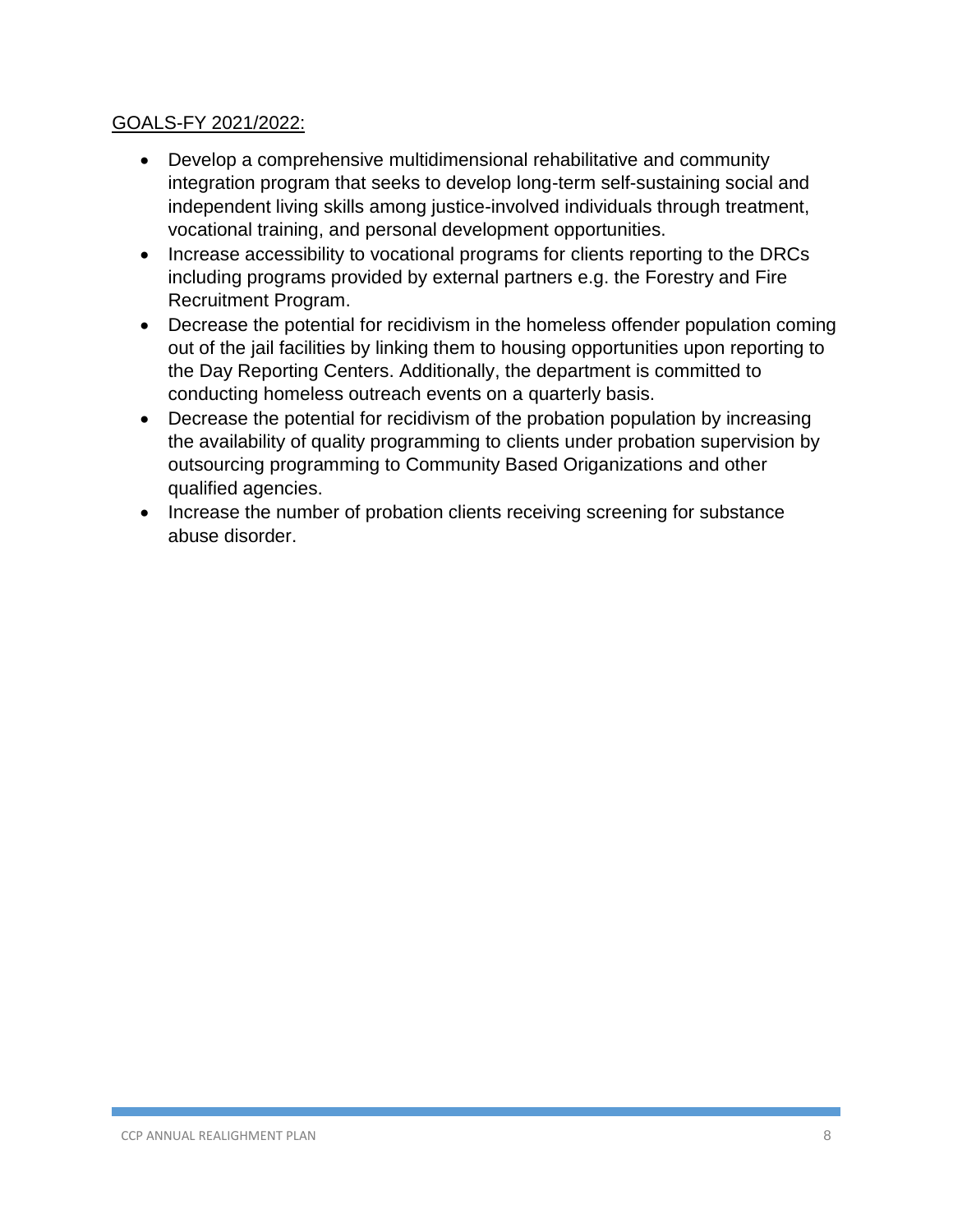GOALS-FY 2021/2022:

- Develop a comprehensive multidimensional rehabilitative and community integration program that seeks to develop long-term self-sustaining social and independent living skills among justice-involved individuals through treatment, vocational training, and personal development opportunities.
- Increase accessibility to vocational programs for clients reporting to the DRCs including programs provided by external partners e.g. the Forestry and Fire Recruitment Program.
- Decrease the potential for recidivism in the homeless offender population coming out of the jail facilities by linking them to housing opportunities upon reporting to the Day Reporting Centers. Additionally, the department is committed to conducting homeless outreach events on a quarterly basis.
- Decrease the potential for recidivism of the probation population by increasing the availability of quality programming to clients under probation supervision by outsourcing programming to Community Based Origanizations and other qualified agencies.
- Increase the number of probation clients receiving screening for substance abuse disorder.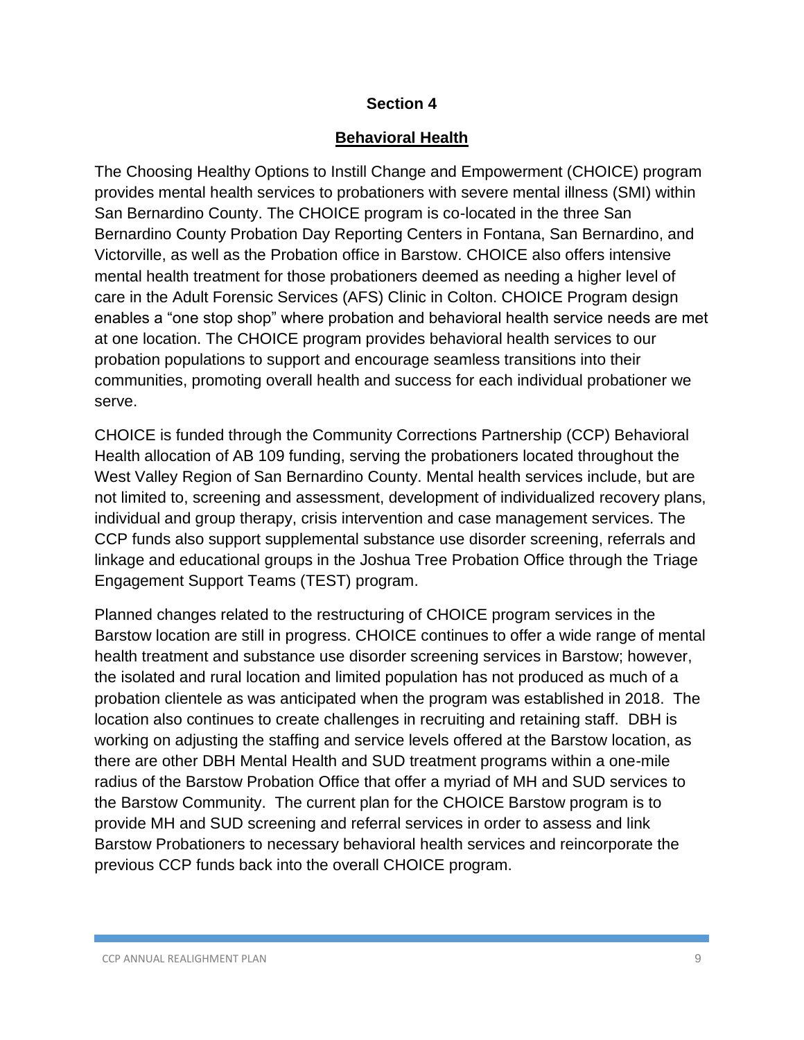**Section 4**

## Behavioral Health

The Choosing Healthy Options to Instill Change and Empowerment (CHOICE) program provides mental health services to probationers with severe mental illness (SMI) within San Bernardino County. The CHOICE program is co-located in the three San Bernardino County Probation Day Reporting Centers in Fontana, San Bernardino, and Victorville, as well as the Probation office in Barstow. CHOICE also offers intensive mental health treatment for those probationers deemed as needing a higher level of care in the Adult Forensic Services (AFS) Clinic in Colton. CHOICE Program design enables a "one stop shop" where probation and behavioral health service needs are met at one location. The CHOICE program provides behavioral health services to our probation populations to support and encourage seamless transitions into their communities, promoting overall health and success for each individual probationer we serve.

CHOICE is funded through the Community Corrections Partnership (CCP) Behavioral Health allocation of AB 109 funding, serving the probationers located throughout the West Valley Region of San Bernardino County. Mental health services include, but are not limited to, screening and assessment, development of individualized recovery plans, individual and group therapy, crisis intervention and case management services. The CCP funds also support supplemental substance use disorder screening, referrals and linkage and educational groups in the Joshua Tree Probation Office through the Triage Engagement Support Teams (TEST) program.

Planned changes related to the restructuring of CHOICE program services in the Barstow location are still in progress. CHOICE continues to offer a wide range of mental health treatment and substance use disorder screening services in Barstow; however, the isolated and rural location and limited population has not produced as much of a probation clientele as was anticipated when the program was established in 2018. The location also continues to create challenges in recruiting and retaining staff. DBH is working on adjusting the staffing and service levels offered at the Barstow location, as there are other DBH Mental Health and SUD treatment programs within a one-mile radius of the Barstow Probation Office that offer a myriad of MH and SUD services to the Barstow Community. The current plan for the CHOICE Barstow program is to provide MH and SUD screening and referral services in order to assess and link Barstow Probationers to necessary behavioral health services and reincorporate the previous CCP funds back into the overall CHOICE program.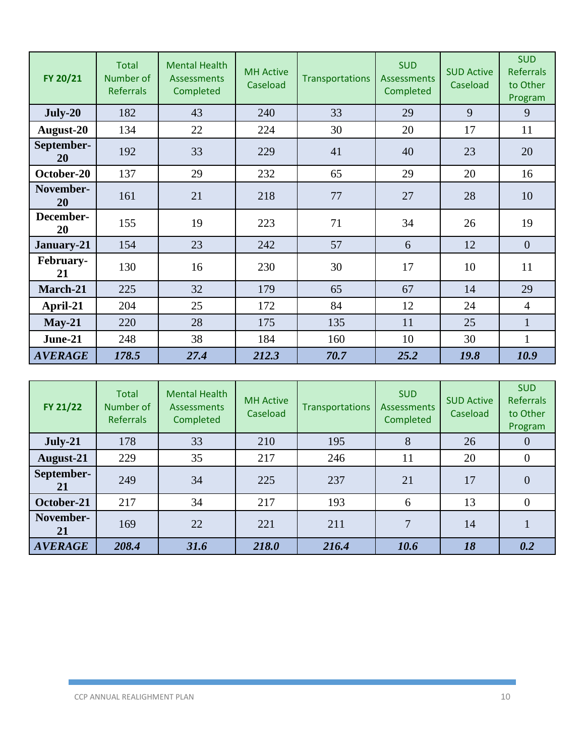| FY 20/21 | Total Number of Referrals | Mental Health Assessments Completed | MH Active Caseload | Transportations | SUD Assessments Completed | SUD Active Caseload | SUD Referrals to Other Program |
|---|---|---|---|---|---|---|---|
| **July-20** | 182 | 43 | 240 | 33 | 29 | 9 | 9 |
| **August-20** | 134 | 22 | 224 | 30 | 20 | 17 | 11 |
| **September-20** | 192 | 33 | 229 | 41 | 40 | 23 | 20 |
| **October-20** | 137 | 29 | 232 | 65 | 29 | 20 | 16 |
| **November-20** | 161 | 21 | 218 | 77 | 27 | 28 | 10 |
| **December-20** | 155 | 19 | 223 | 71 | 34 | 26 | 19 |
| **January-21** | 154 | 23 | 242 | 57 | 6 | 12 | 0 |
| **February-21** | 130 | 16 | 230 | 30 | 17 | 10 | 11 |
| **March-21** | 225 | 32 | 179 | 65 | 67 | 14 | 29 |
| **April-21** | 204 | 25 | 172 | 84 | 12 | 24 | 4 |
| **May-21** | 220 | 28 | 175 | 135 | 11 | 25 | 1 |
| **June-21** | 248 | 38 | 184 | 160 | 10 | 30 | 1 |
| ***AVERAGE*** | ***178.5*** | ***27.4*** | ***212.3*** | ***70.7*** | ***25.2*** | ***19.8*** | ***10.9*** |

| FY 21/22 | Total Number of Referrals | Mental Health Assessments Completed | MH Active Caseload | Transportations | SUD Assessments Completed | SUD Active Caseload | SUD Referrals to Other Program |
|---|---|---|---|---|---|---|---|
| **July-21** | 178 | 33 | 210 | 195 | 8 | 26 | 0 |
| **August-21** | 229 | 35 | 217 | 246 | 11 | 20 | 0 |
| **September-21** | 249 | 34 | 225 | 237 | 21 | 17 | 0 |
| **October-21** | 217 | 34 | 217 | 193 | 6 | 13 | 0 |
| **November-21** | 169 | 22 | 221 | 211 | 7 | 14 | 1 |
| ***AVERAGE*** | ***208.4*** | ***31.6*** | ***218.0*** | ***216.4*** | ***10.6*** | ***18*** | ***0.2*** |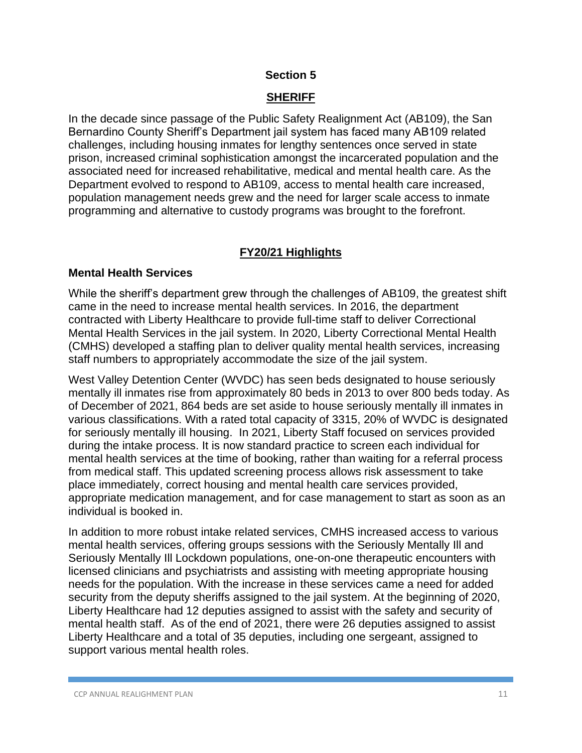# Section 5

## SHERIFF

In the decade since passage of the Public Safety Realignment Act (AB109), the San Bernardino County Sheriff's Department jail system has faced many AB109 related challenges, including housing inmates for lengthy sentences once served in state prison, increased criminal sophistication amongst the incarcerated population and the associated need for increased rehabilitative, medical and mental health care. As the Department evolved to respond to AB109, access to mental health care increased, population management needs grew and the need for larger scale access to inmate programming and alternative to custody programs was brought to the forefront.

## FY20/21 Highlights

### Mental Health Services

While the sheriff's department grew through the challenges of AB109, the greatest shift came in the need to increase mental health services. In 2016, the department contracted with Liberty Healthcare to provide full-time staff to deliver Correctional Mental Health Services in the jail system. In 2020, Liberty Correctional Mental Health (CMHS) developed a staffing plan to deliver quality mental health services, increasing staff numbers to appropriately accommodate the size of the jail system.

West Valley Detention Center (WVDC) has seen beds designated to house seriously mentally ill inmates rise from approximately 80 beds in 2013 to over 800 beds today. As of December of 2021, 864 beds are set aside to house seriously mentally ill inmates in various classifications. With a rated total capacity of 3315, 20% of WVDC is designated for seriously mentally ill housing. In 2021, Liberty Staff focused on services provided during the intake process. It is now standard practice to screen each individual for mental health services at the time of booking, rather than waiting for a referral process from medical staff. This updated screening process allows risk assessment to take place immediately, correct housing and mental health care services provided, appropriate medication management, and for case management to start as soon as an individual is booked in.

In addition to more robust intake related services, CMHS increased access to various mental health services, offering groups sessions with the Seriously Mentally Ill and Seriously Mentally Ill Lockdown populations, one-on-one therapeutic encounters with licensed clinicians and psychiatrists and assisting with meeting appropriate housing needs for the population. With the increase in these services came a need for added security from the deputy sheriffs assigned to the jail system. At the beginning of 2020, Liberty Healthcare had 12 deputies assigned to assist with the safety and security of mental health staff. As of the end of 2021, there were 26 deputies assigned to assist Liberty Healthcare and a total of 35 deputies, including one sergeant, assigned to support various mental health roles.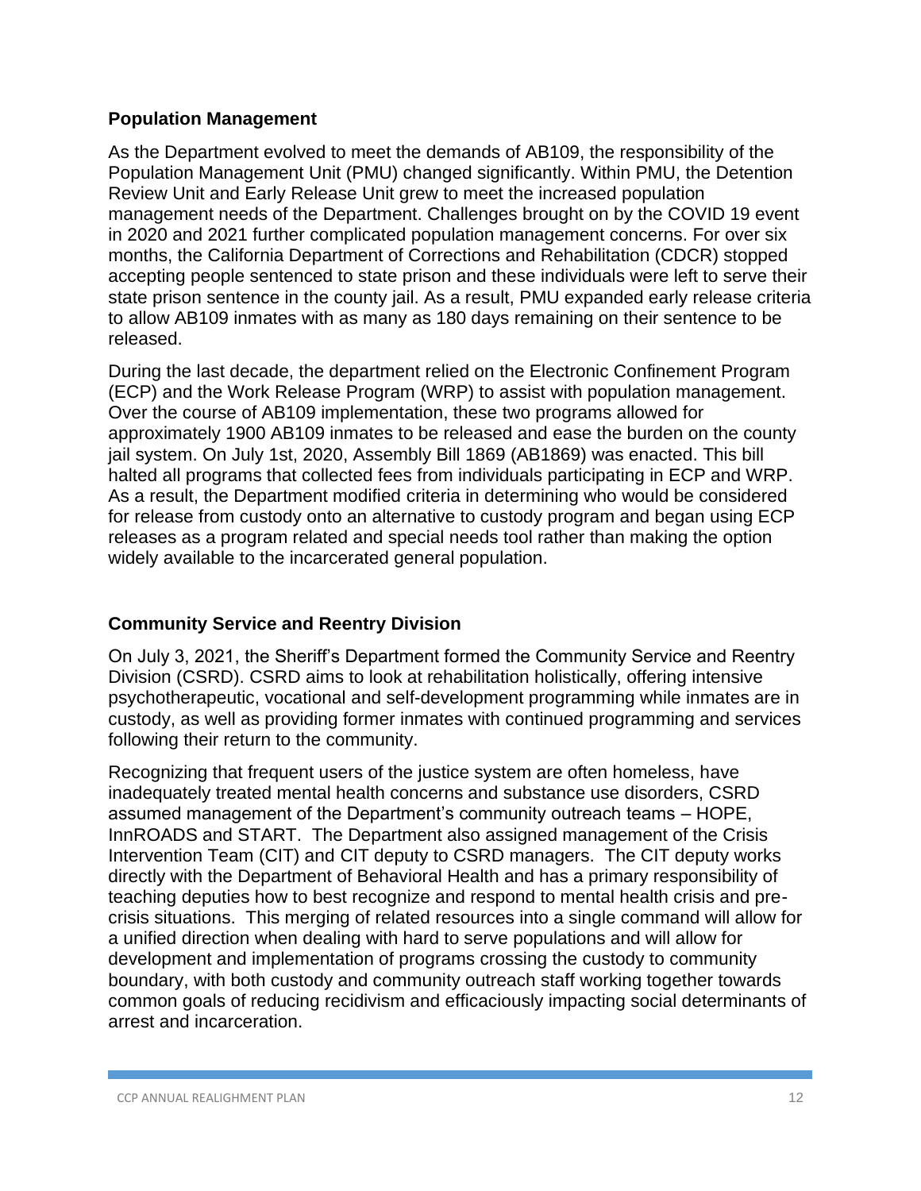**Population Management**

As the Department evolved to meet the demands of AB109, the responsibility of the Population Management Unit (PMU) changed significantly. Within PMU, the Detention Review Unit and Early Release Unit grew to meet the increased population management needs of the Department. Challenges brought on by the COVID 19 event in 2020 and 2021 further complicated population management concerns. For over six months, the California Department of Corrections and Rehabilitation (CDCR) stopped accepting people sentenced to state prison and these individuals were left to serve their state prison sentence in the county jail. As a result, PMU expanded early release criteria to allow AB109 inmates with as many as 180 days remaining on their sentence to be released.

During the last decade, the department relied on the Electronic Confinement Program (ECP) and the Work Release Program (WRP) to assist with population management. Over the course of AB109 implementation, these two programs allowed for approximately 1900 AB109 inmates to be released and ease the burden on the county jail system. On July 1st, 2020, Assembly Bill 1869 (AB1869) was enacted. This bill halted all programs that collected fees from individuals participating in ECP and WRP. As a result, the Department modified criteria in determining who would be considered for release from custody onto an alternative to custody program and began using ECP releases as a program related and special needs tool rather than making the option widely available to the incarcerated general population.

**Community Service and Reentry Division**

On July 3, 2021, the Sheriff's Department formed the Community Service and Reentry Division (CSRD). CSRD aims to look at rehabilitation holistically, offering intensive psychotherapeutic, vocational and self-development programming while inmates are in custody, as well as providing former inmates with continued programming and services following their return to the community.

Recognizing that frequent users of the justice system are often homeless, have inadequately treated mental health concerns and substance use disorders, CSRD assumed management of the Department's community outreach teams – HOPE, InnROADS and START. The Department also assigned management of the Crisis Intervention Team (CIT) and CIT deputy to CSRD managers. The CIT deputy works directly with the Department of Behavioral Health and has a primary responsibility of teaching deputies how to best recognize and respond to mental health crisis and pre-crisis situations. This merging of related resources into a single command will allow for a unified direction when dealing with hard to serve populations and will allow for development and implementation of programs crossing the custody to community boundary, with both custody and community outreach staff working together towards common goals of reducing recidivism and efficaciously impacting social determinants of arrest and incarceration.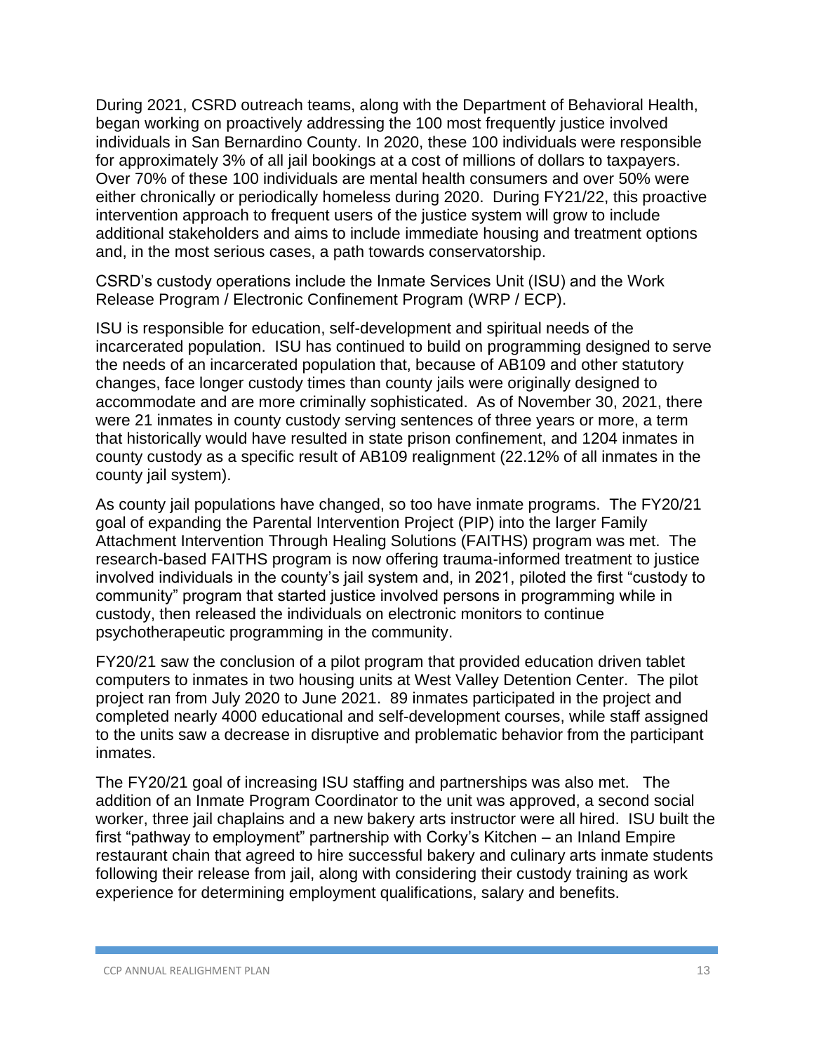During 2021, CSRD outreach teams, along with the Department of Behavioral Health, began working on proactively addressing the 100 most frequently justice involved individuals in San Bernardino County. In 2020, these 100 individuals were responsible for approximately 3% of all jail bookings at a cost of millions of dollars to taxpayers. Over 70% of these 100 individuals are mental health consumers and over 50% were either chronically or periodically homeless during 2020. During FY21/22, this proactive intervention approach to frequent users of the justice system will grow to include additional stakeholders and aims to include immediate housing and treatment options and, in the most serious cases, a path towards conservatorship.

CSRD's custody operations include the Inmate Services Unit (ISU) and the Work Release Program / Electronic Confinement Program (WRP / ECP).

ISU is responsible for education, self-development and spiritual needs of the incarcerated population. ISU has continued to build on programming designed to serve the needs of an incarcerated population that, because of AB109 and other statutory changes, face longer custody times than county jails were originally designed to accommodate and are more criminally sophisticated. As of November 30, 2021, there were 21 inmates in county custody serving sentences of three years or more, a term that historically would have resulted in state prison confinement, and 1204 inmates in county custody as a specific result of AB109 realignment (22.12% of all inmates in the county jail system).

As county jail populations have changed, so too have inmate programs. The FY20/21 goal of expanding the Parental Intervention Project (PIP) into the larger Family Attachment Intervention Through Healing Solutions (FAITHS) program was met. The research-based FAITHS program is now offering trauma-informed treatment to justice involved individuals in the county's jail system and, in 2021, piloted the first "custody to community" program that started justice involved persons in programming while in custody, then released the individuals on electronic monitors to continue psychotherapeutic programming in the community.

FY20/21 saw the conclusion of a pilot program that provided education driven tablet computers to inmates in two housing units at West Valley Detention Center. The pilot project ran from July 2020 to June 2021. 89 inmates participated in the project and completed nearly 4000 educational and self-development courses, while staff assigned to the units saw a decrease in disruptive and problematic behavior from the participant inmates.

The FY20/21 goal of increasing ISU staffing and partnerships was also met. The addition of an Inmate Program Coordinator to the unit was approved, a second social worker, three jail chaplains and a new bakery arts instructor were all hired. ISU built the first "pathway to employment" partnership with Corky's Kitchen – an Inland Empire restaurant chain that agreed to hire successful bakery and culinary arts inmate students following their release from jail, along with considering their custody training as work experience for determining employment qualifications, salary and benefits.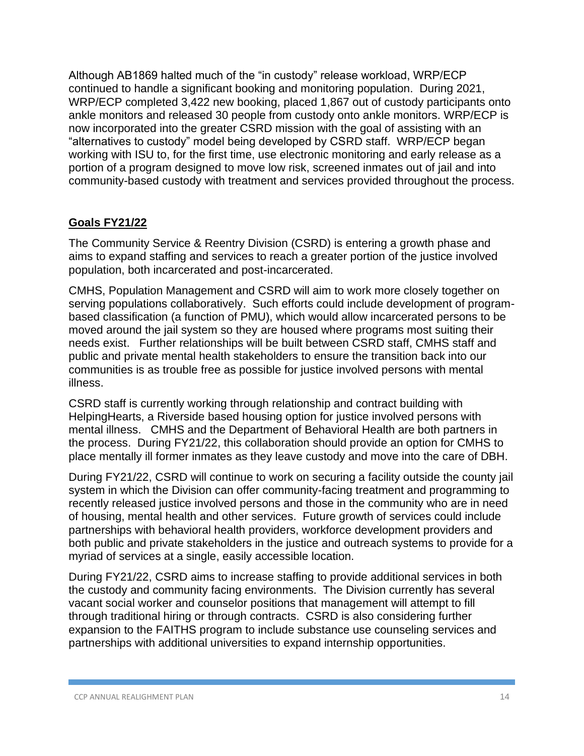Although AB1869 halted much of the "in custody" release workload, WRP/ECP continued to handle a significant booking and monitoring population. During 2021, WRP/ECP completed 3,422 new booking, placed 1,867 out of custody participants onto ankle monitors and released 30 people from custody onto ankle monitors. WRP/ECP is now incorporated into the greater CSRD mission with the goal of assisting with an "alternatives to custody" model being developed by CSRD staff. WRP/ECP began working with ISU to, for the first time, use electronic monitoring and early release as a portion of a program designed to move low risk, screened inmates out of jail and into community-based custody with treatment and services provided throughout the process.

## Goals FY21/22

The Community Service & Reentry Division (CSRD) is entering a growth phase and aims to expand staffing and services to reach a greater portion of the justice involved population, both incarcerated and post-incarcerated.

CMHS, Population Management and CSRD will aim to work more closely together on serving populations collaboratively. Such efforts could include development of program-based classification (a function of PMU), which would allow incarcerated persons to be moved around the jail system so they are housed where programs most suiting their needs exist. Further relationships will be built between CSRD staff, CMHS staff and public and private mental health stakeholders to ensure the transition back into our communities is as trouble free as possible for justice involved persons with mental illness.

CSRD staff is currently working through relationship and contract building with HelpingHearts, a Riverside based housing option for justice involved persons with mental illness. CMHS and the Department of Behavioral Health are both partners in the process. During FY21/22, this collaboration should provide an option for CMHS to place mentally ill former inmates as they leave custody and move into the care of DBH.

During FY21/22, CSRD will continue to work on securing a facility outside the county jail system in which the Division can offer community-facing treatment and programming to recently released justice involved persons and those in the community who are in need of housing, mental health and other services. Future growth of services could include partnerships with behavioral health providers, workforce development providers and both public and private stakeholders in the justice and outreach systems to provide for a myriad of services at a single, easily accessible location.

During FY21/22, CSRD aims to increase staffing to provide additional services in both the custody and community facing environments. The Division currently has several vacant social worker and counselor positions that management will attempt to fill through traditional hiring or through contracts. CSRD is also considering further expansion to the FAITHS program to include substance use counseling services and partnerships with additional universities to expand internship opportunities.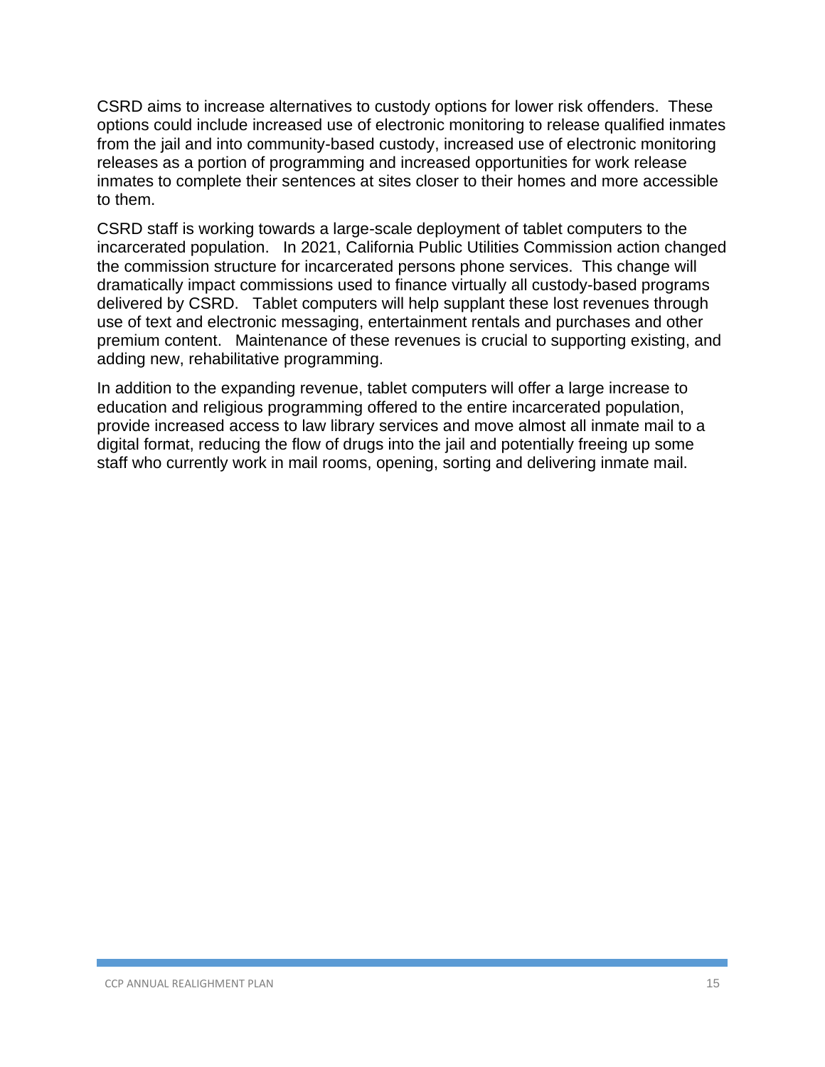CSRD aims to increase alternatives to custody options for lower risk offenders. These options could include increased use of electronic monitoring to release qualified inmates from the jail and into community-based custody, increased use of electronic monitoring releases as a portion of programming and increased opportunities for work release inmates to complete their sentences at sites closer to their homes and more accessible to them.

CSRD staff is working towards a large-scale deployment of tablet computers to the incarcerated population. In 2021, California Public Utilities Commission action changed the commission structure for incarcerated persons phone services. This change will dramatically impact commissions used to finance virtually all custody-based programs delivered by CSRD. Tablet computers will help supplant these lost revenues through use of text and electronic messaging, entertainment rentals and purchases and other premium content. Maintenance of these revenues is crucial to supporting existing, and adding new, rehabilitative programming.

In addition to the expanding revenue, tablet computers will offer a large increase to education and religious programming offered to the entire incarcerated population, provide increased access to law library services and move almost all inmate mail to a digital format, reducing the flow of drugs into the jail and potentially freeing up some staff who currently work in mail rooms, opening, sorting and delivering inmate mail.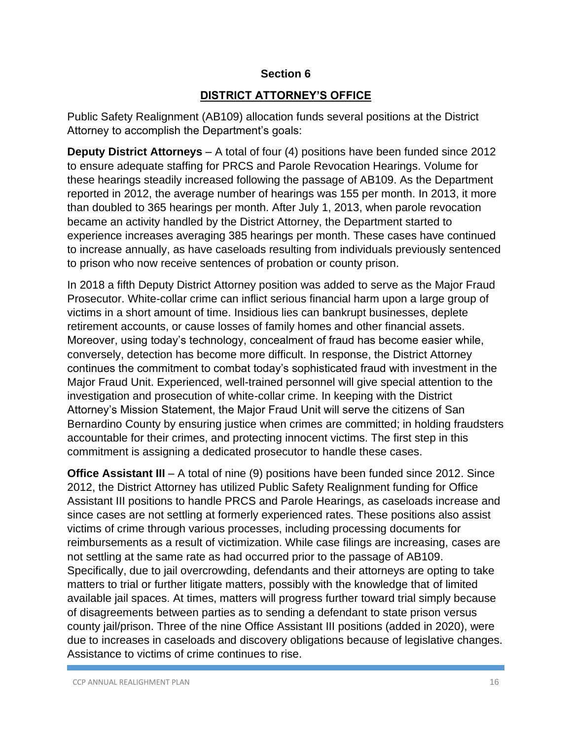## Section 6

## DISTRICT ATTORNEY'S OFFICE

Public Safety Realignment (AB109) allocation funds several positions at the District Attorney to accomplish the Department's goals:

**Deputy District Attorneys** – A total of four (4) positions have been funded since 2012 to ensure adequate staffing for PRCS and Parole Revocation Hearings. Volume for these hearings steadily increased following the passage of AB109. As the Department reported in 2012, the average number of hearings was 155 per month. In 2013, it more than doubled to 365 hearings per month. After July 1, 2013, when parole revocation became an activity handled by the District Attorney, the Department started to experience increases averaging 385 hearings per month. These cases have continued to increase annually, as have caseloads resulting from individuals previously sentenced to prison who now receive sentences of probation or county prison.

In 2018 a fifth Deputy District Attorney position was added to serve as the Major Fraud Prosecutor. White-collar crime can inflict serious financial harm upon a large group of victims in a short amount of time. Insidious lies can bankrupt businesses, deplete retirement accounts, or cause losses of family homes and other financial assets. Moreover, using today's technology, concealment of fraud has become easier while, conversely, detection has become more difficult. In response, the District Attorney continues the commitment to combat today's sophisticated fraud with investment in the Major Fraud Unit. Experienced, well-trained personnel will give special attention to the investigation and prosecution of white-collar crime. In keeping with the District Attorney's Mission Statement, the Major Fraud Unit will serve the citizens of San Bernardino County by ensuring justice when crimes are committed; in holding fraudsters accountable for their crimes, and protecting innocent victims. The first step in this commitment is assigning a dedicated prosecutor to handle these cases.

**Office Assistant III** – A total of nine (9) positions have been funded since 2012. Since 2012, the District Attorney has utilized Public Safety Realignment funding for Office Assistant III positions to handle PRCS and Parole Hearings, as caseloads increase and since cases are not settling at formerly experienced rates. These positions also assist victims of crime through various processes, including processing documents for reimbursements as a result of victimization. While case filings are increasing, cases are not settling at the same rate as had occurred prior to the passage of AB109. Specifically, due to jail overcrowding, defendants and their attorneys are opting to take matters to trial or further litigate matters, possibly with the knowledge that of limited available jail spaces. At times, matters will progress further toward trial simply because of disagreements between parties as to sending a defendant to state prison versus county jail/prison. Three of the nine Office Assistant III positions (added in 2020), were due to increases in caseloads and discovery obligations because of legislative changes. Assistance to victims of crime continues to rise.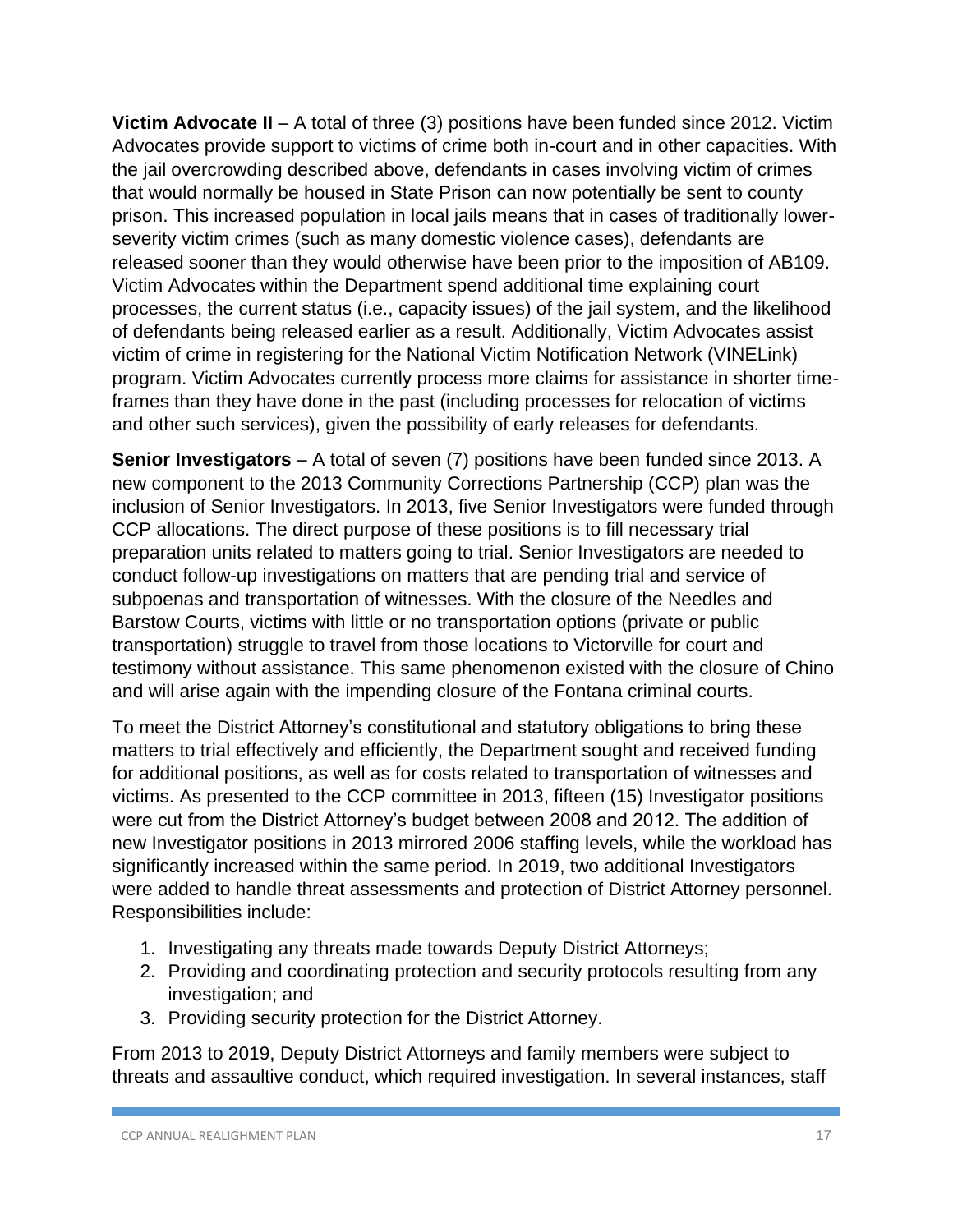**Victim Advocate II** – A total of three (3) positions have been funded since 2012. Victim Advocates provide support to victims of crime both in-court and in other capacities. With the jail overcrowding described above, defendants in cases involving victim of crimes that would normally be housed in State Prison can now potentially be sent to county prison. This increased population in local jails means that in cases of traditionally lower-severity victim crimes (such as many domestic violence cases), defendants are released sooner than they would otherwise have been prior to the imposition of AB109. Victim Advocates within the Department spend additional time explaining court processes, the current status (i.e., capacity issues) of the jail system, and the likelihood of defendants being released earlier as a result. Additionally, Victim Advocates assist victim of crime in registering for the National Victim Notification Network (VINELink) program. Victim Advocates currently process more claims for assistance in shorter time-frames than they have done in the past (including processes for relocation of victims and other such services), given the possibility of early releases for defendants.

**Senior Investigators** – A total of seven (7) positions have been funded since 2013. A new component to the 2013 Community Corrections Partnership (CCP) plan was the inclusion of Senior Investigators. In 2013, five Senior Investigators were funded through CCP allocations. The direct purpose of these positions is to fill necessary trial preparation units related to matters going to trial. Senior Investigators are needed to conduct follow-up investigations on matters that are pending trial and service of subpoenas and transportation of witnesses. With the closure of the Needles and Barstow Courts, victims with little or no transportation options (private or public transportation) struggle to travel from those locations to Victorville for court and testimony without assistance. This same phenomenon existed with the closure of Chino and will arise again with the impending closure of the Fontana criminal courts.

To meet the District Attorney's constitutional and statutory obligations to bring these matters to trial effectively and efficiently, the Department sought and received funding for additional positions, as well as for costs related to transportation of witnesses and victims. As presented to the CCP committee in 2013, fifteen (15) Investigator positions were cut from the District Attorney's budget between 2008 and 2012. The addition of new Investigator positions in 2013 mirrored 2006 staffing levels, while the workload has significantly increased within the same period. In 2019, two additional Investigators were added to handle threat assessments and protection of District Attorney personnel. Responsibilities include:

1. Investigating any threats made towards Deputy District Attorneys;
2. Providing and coordinating protection and security protocols resulting from any investigation; and
3. Providing security protection for the District Attorney.

From 2013 to 2019, Deputy District Attorneys and family members were subject to threats and assaultive conduct, which required investigation. In several instances, staff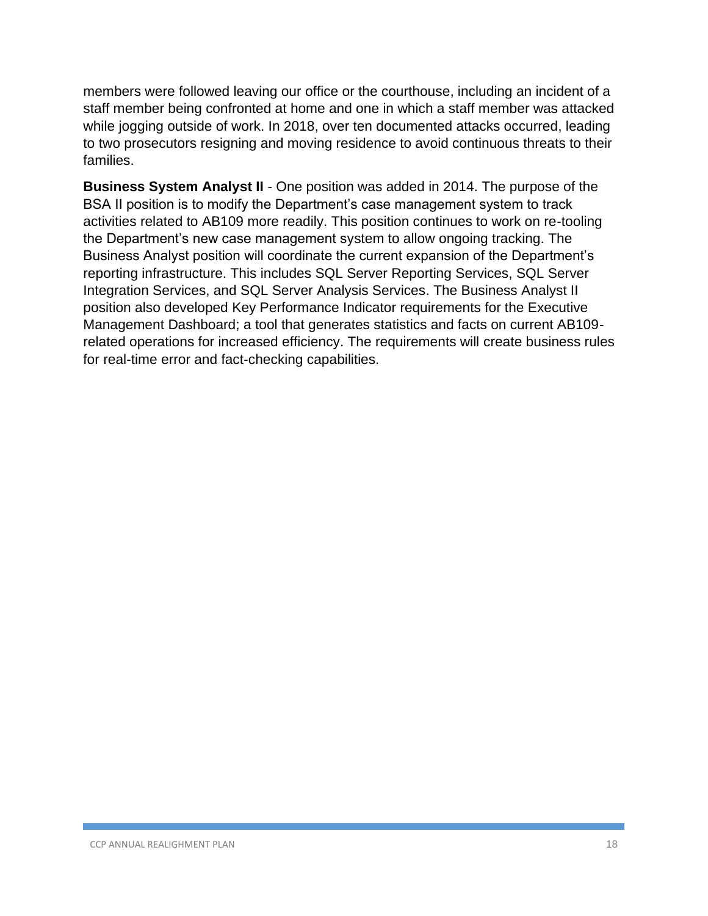members were followed leaving our office or the courthouse, including an incident of a staff member being confronted at home and one in which a staff member was attacked while jogging outside of work. In 2018, over ten documented attacks occurred, leading to two prosecutors resigning and moving residence to avoid continuous threats to their families.

**Business System Analyst II** - One position was added in 2014. The purpose of the BSA II position is to modify the Department's case management system to track activities related to AB109 more readily. This position continues to work on re-tooling the Department's new case management system to allow ongoing tracking. The Business Analyst position will coordinate the current expansion of the Department's reporting infrastructure. This includes SQL Server Reporting Services, SQL Server Integration Services, and SQL Server Analysis Services. The Business Analyst II position also developed Key Performance Indicator requirements for the Executive Management Dashboard; a tool that generates statistics and facts on current AB109-related operations for increased efficiency. The requirements will create business rules for real-time error and fact-checking capabilities.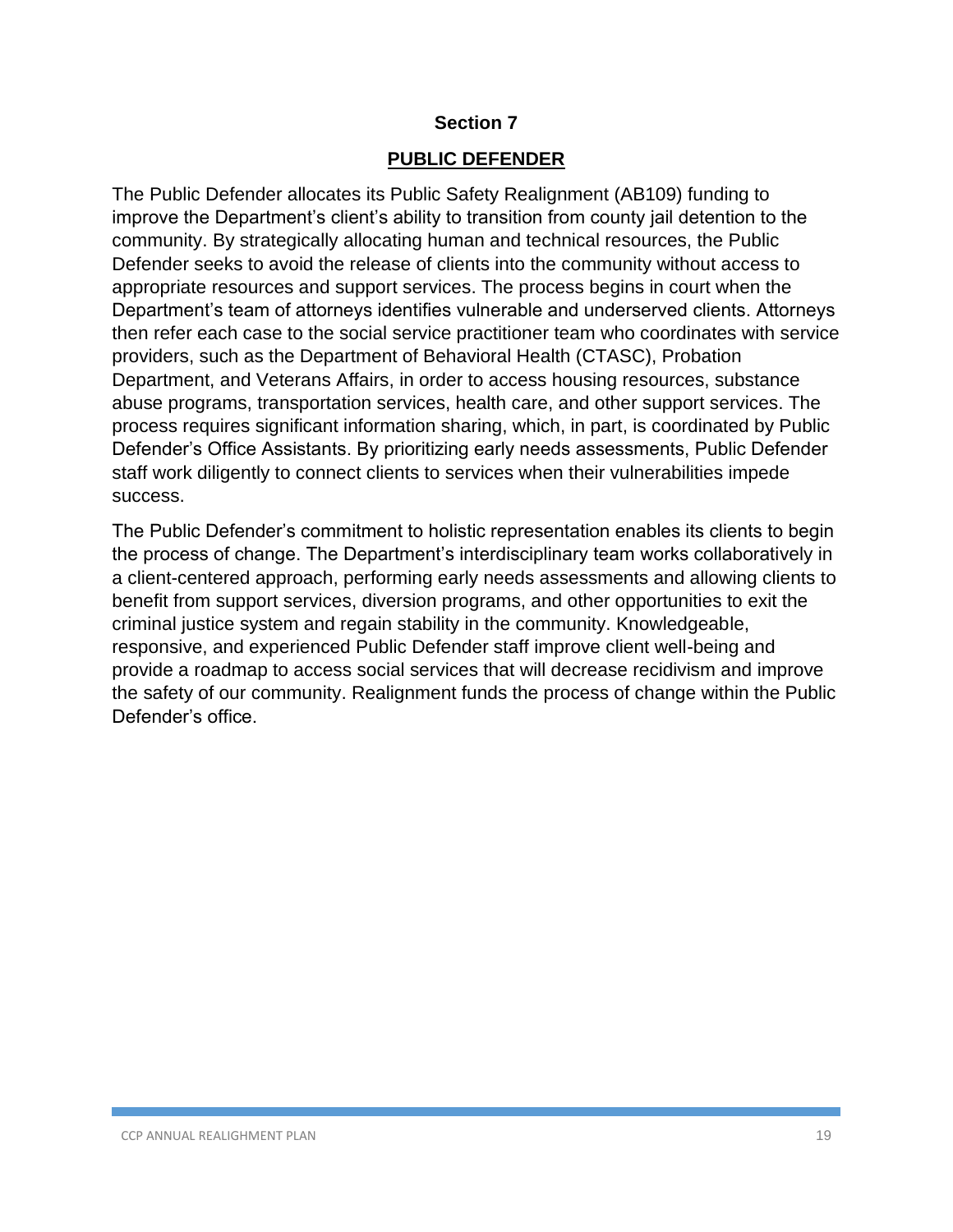## Section 7

## PUBLIC DEFENDER

The Public Defender allocates its Public Safety Realignment (AB109) funding to improve the Department's client's ability to transition from county jail detention to the community. By strategically allocating human and technical resources, the Public Defender seeks to avoid the release of clients into the community without access to appropriate resources and support services. The process begins in court when the Department's team of attorneys identifies vulnerable and underserved clients. Attorneys then refer each case to the social service practitioner team who coordinates with service providers, such as the Department of Behavioral Health (CTASC), Probation Department, and Veterans Affairs, in order to access housing resources, substance abuse programs, transportation services, health care, and other support services. The process requires significant information sharing, which, in part, is coordinated by Public Defender's Office Assistants. By prioritizing early needs assessments, Public Defender staff work diligently to connect clients to services when their vulnerabilities impede success.

The Public Defender's commitment to holistic representation enables its clients to begin the process of change. The Department's interdisciplinary team works collaboratively in a client-centered approach, performing early needs assessments and allowing clients to benefit from support services, diversion programs, and other opportunities to exit the criminal justice system and regain stability in the community. Knowledgeable, responsive, and experienced Public Defender staff improve client well-being and provide a roadmap to access social services that will decrease recidivism and improve the safety of our community. Realignment funds the process of change within the Public Defender's office.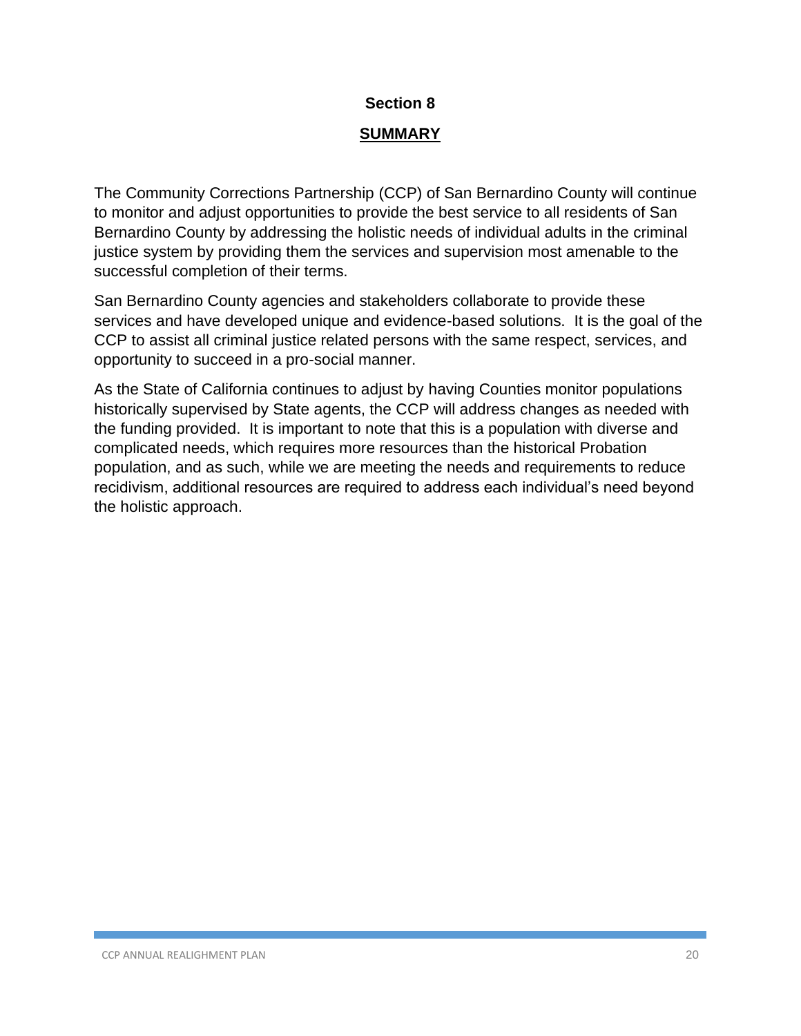## Section 8

## SUMMARY

The Community Corrections Partnership (CCP) of San Bernardino County will continue to monitor and adjust opportunities to provide the best service to all residents of San Bernardino County by addressing the holistic needs of individual adults in the criminal justice system by providing them the services and supervision most amenable to the successful completion of their terms.

San Bernardino County agencies and stakeholders collaborate to provide these services and have developed unique and evidence-based solutions. It is the goal of the CCP to assist all criminal justice related persons with the same respect, services, and opportunity to succeed in a pro-social manner.

As the State of California continues to adjust by having Counties monitor populations historically supervised by State agents, the CCP will address changes as needed with the funding provided. It is important to note that this is a population with diverse and complicated needs, which requires more resources than the historical Probation population, and as such, while we are meeting the needs and requirements to reduce recidivism, additional resources are required to address each individual's need beyond the holistic approach.